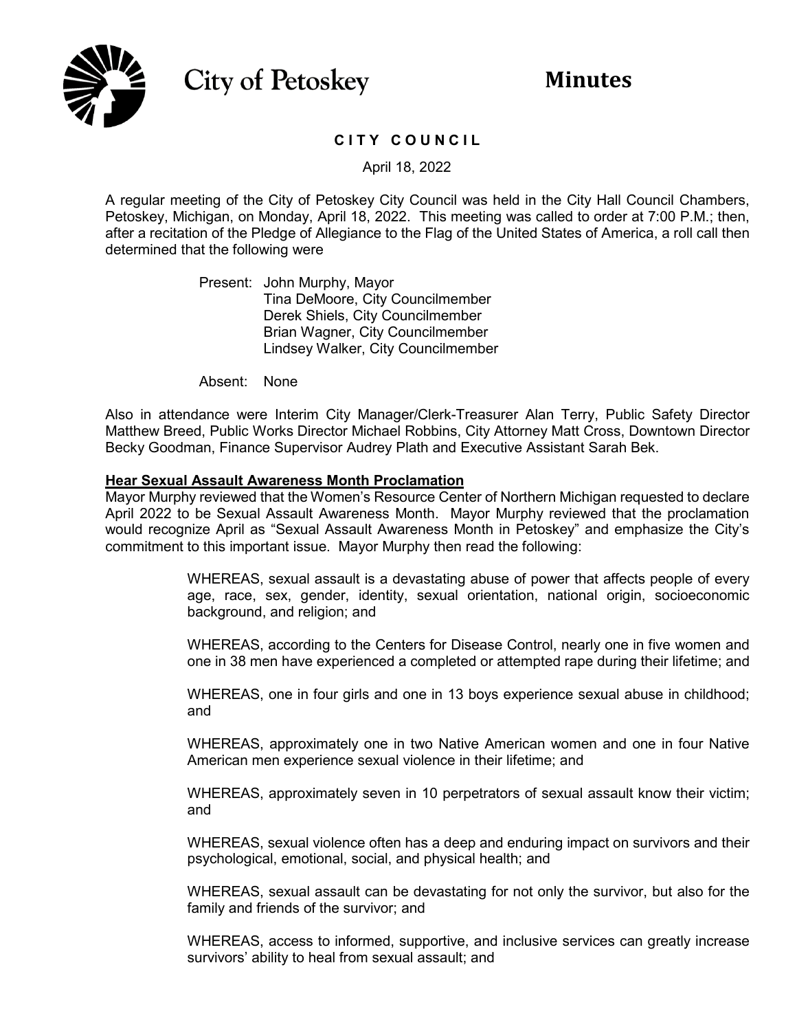# City of Petoskey — Minutes

## CITY COUNCIL

April 18, 2022

A regular meeting of the City of Petoskey City Council was held in the City Hall Council Chambers, Petoskey, Michigan, on Monday, April 18, 2022. This meeting was called to order at 7:00 P.M.; then, after a recitation of the Pledge of Allegiance to the Flag of the United States of America, a roll call then determined that the following were

Present: John Murphy, Mayor
Tina DeMoore, City Councilmember
Derek Shiels, City Councilmember
Brian Wagner, City Councilmember
Lindsey Walker, City Councilmember

Absent: None

Also in attendance were Interim City Manager/Clerk-Treasurer Alan Terry, Public Safety Director Matthew Breed, Public Works Director Michael Robbins, City Attorney Matt Cross, Downtown Director Becky Goodman, Finance Supervisor Audrey Plath and Executive Assistant Sarah Bek.

**Hear Sexual Assault Awareness Month Proclamation**

Mayor Murphy reviewed that the Women's Resource Center of Northern Michigan requested to declare April 2022 to be Sexual Assault Awareness Month. Mayor Murphy reviewed that the proclamation would recognize April as "Sexual Assault Awareness Month in Petoskey" and emphasize the City's commitment to this important issue. Mayor Murphy then read the following:

> WHEREAS, sexual assault is a devastating abuse of power that affects people of every age, race, sex, gender, identity, sexual orientation, national origin, socioeconomic background, and religion; and
>
> WHEREAS, according to the Centers for Disease Control, nearly one in five women and one in 38 men have experienced a completed or attempted rape during their lifetime; and
>
> WHEREAS, one in four girls and one in 13 boys experience sexual abuse in childhood; and
>
> WHEREAS, approximately one in two Native American women and one in four Native American men experience sexual violence in their lifetime; and
>
> WHEREAS, approximately seven in 10 perpetrators of sexual assault know their victim; and
>
> WHEREAS, sexual violence often has a deep and enduring impact on survivors and their psychological, emotional, social, and physical health; and
>
> WHEREAS, sexual assault can be devastating for not only the survivor, but also for the family and friends of the survivor; and
>
> WHEREAS, access to informed, supportive, and inclusive services can greatly increase survivors' ability to heal from sexual assault; and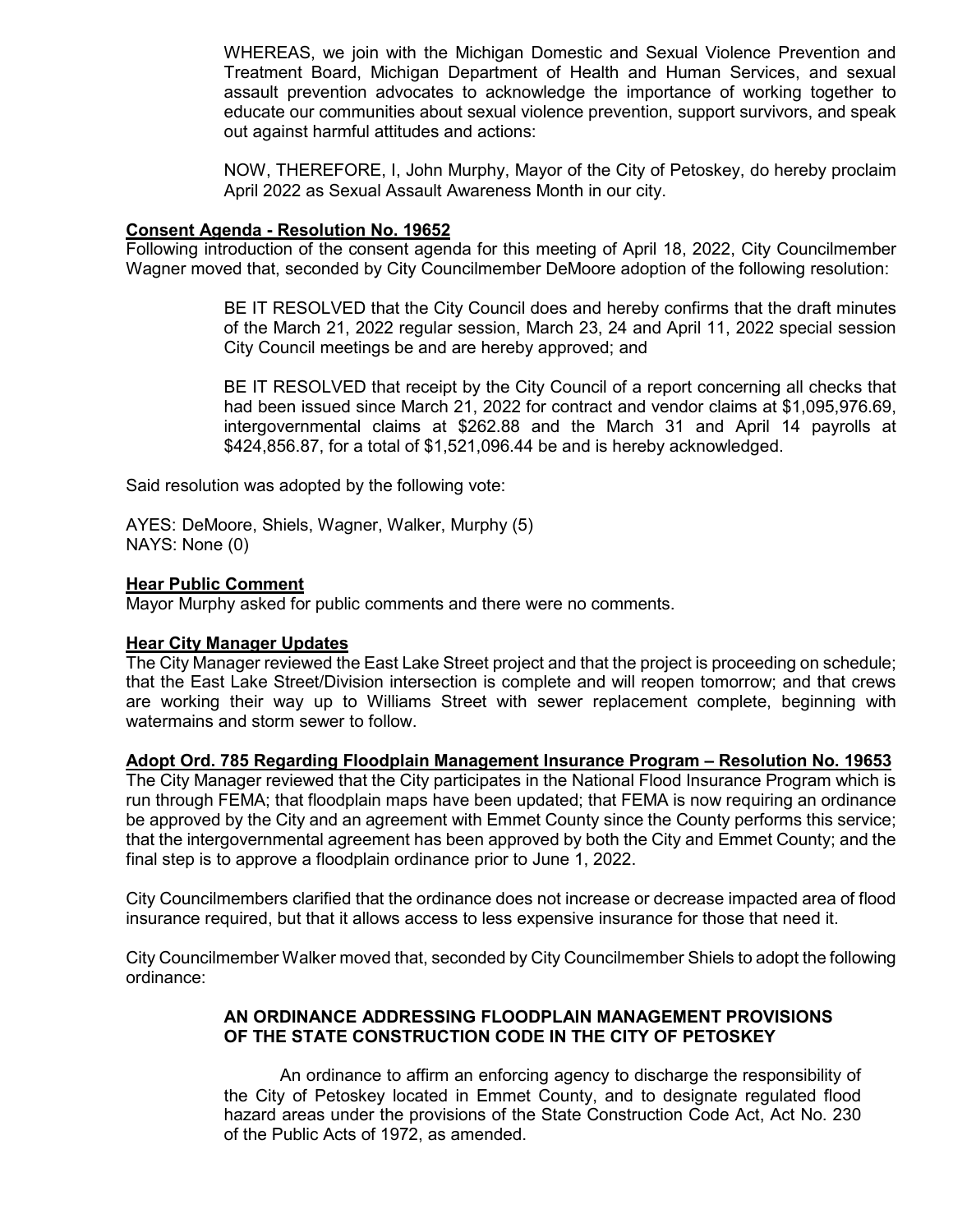WHEREAS, we join with the Michigan Domestic and Sexual Violence Prevention and Treatment Board, Michigan Department of Health and Human Services, and sexual assault prevention advocates to acknowledge the importance of working together to educate our communities about sexual violence prevention, support survivors, and speak out against harmful attitudes and actions:

NOW, THEREFORE, I, John Murphy, Mayor of the City of Petoskey, do hereby proclaim April 2022 as Sexual Assault Awareness Month in our city.

**Consent Agenda - Resolution No. 19652**

Following introduction of the consent agenda for this meeting of April 18, 2022, City Councilmember Wagner moved that, seconded by City Councilmember DeMoore adoption of the following resolution:

> BE IT RESOLVED that the City Council does and hereby confirms that the draft minutes of the March 21, 2022 regular session, March 23, 24 and April 11, 2022 special session City Council meetings be and are hereby approved; and
>
> BE IT RESOLVED that receipt by the City Council of a report concerning all checks that had been issued since March 21, 2022 for contract and vendor claims at $1,095,976.69, intergovernmental claims at $262.88 and the March 31 and April 14 payrolls at $424,856.87, for a total of $1,521,096.44 be and is hereby acknowledged.

Said resolution was adopted by the following vote:

AYES: DeMoore, Shiels, Wagner, Walker, Murphy (5)
NAYS: None (0)

**Hear Public Comment**

Mayor Murphy asked for public comments and there were no comments.

**Hear City Manager Updates**

The City Manager reviewed the East Lake Street project and that the project is proceeding on schedule; that the East Lake Street/Division intersection is complete and will reopen tomorrow; and that crews are working their way up to Williams Street with sewer replacement complete, beginning with watermains and storm sewer to follow.

**Adopt Ord. 785 Regarding Floodplain Management Insurance Program – Resolution No. 19653**

The City Manager reviewed that the City participates in the National Flood Insurance Program which is run through FEMA; that floodplain maps have been updated; that FEMA is now requiring an ordinance be approved by the City and an agreement with Emmet County since the County performs this service; that the intergovernmental agreement has been approved by both the City and Emmet County; and the final step is to approve a floodplain ordinance prior to June 1, 2022.

City Councilmembers clarified that the ordinance does not increase or decrease impacted area of flood insurance required, but that it allows access to less expensive insurance for those that need it.

City Councilmember Walker moved that, seconded by City Councilmember Shiels to adopt the following ordinance:

> **AN ORDINANCE ADDRESSING FLOODPLAIN MANAGEMENT PROVISIONS OF THE STATE CONSTRUCTION CODE IN THE CITY OF PETOSKEY**
>
> An ordinance to affirm an enforcing agency to discharge the responsibility of the City of Petoskey located in Emmet County, and to designate regulated flood hazard areas under the provisions of the State Construction Code Act, Act No. 230 of the Public Acts of 1972, as amended.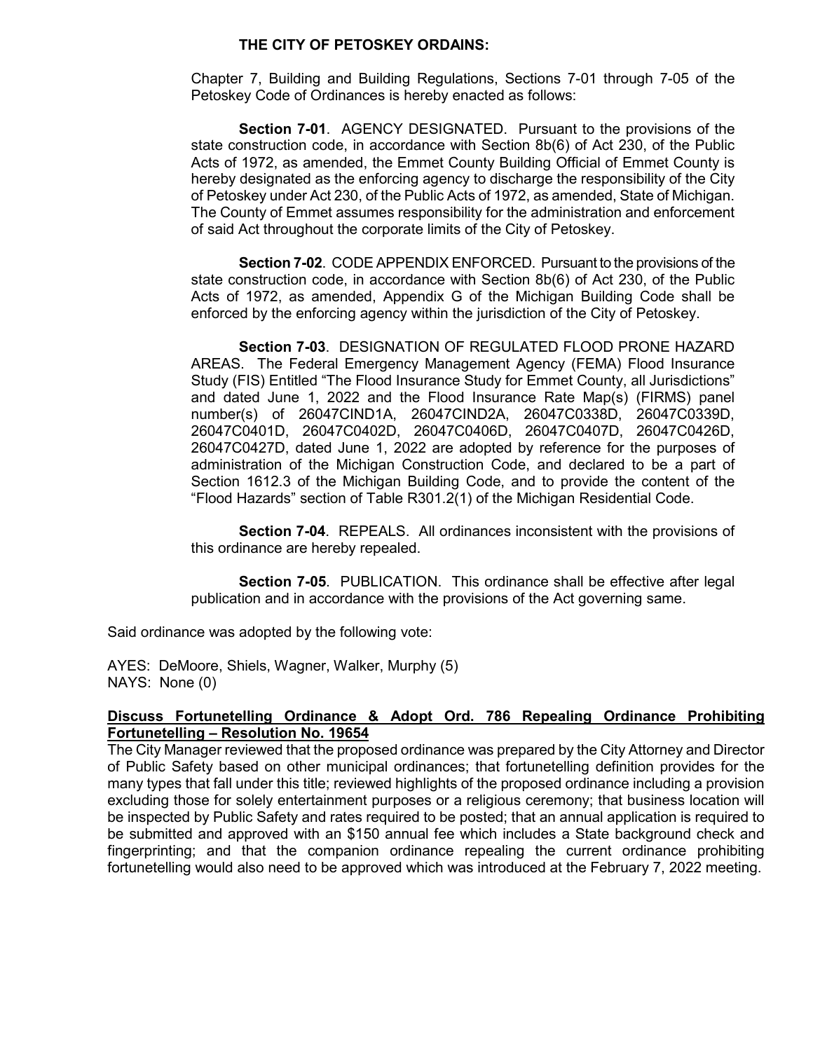**THE CITY OF PETOSKEY ORDAINS:**

Chapter 7, Building and Building Regulations, Sections 7-01 through 7-05 of the Petoskey Code of Ordinances is hereby enacted as follows:

**Section 7-01**. AGENCY DESIGNATED. Pursuant to the provisions of the state construction code, in accordance with Section 8b(6) of Act 230, of the Public Acts of 1972, as amended, the Emmet County Building Official of Emmet County is hereby designated as the enforcing agency to discharge the responsibility of the City of Petoskey under Act 230, of the Public Acts of 1972, as amended, State of Michigan. The County of Emmet assumes responsibility for the administration and enforcement of said Act throughout the corporate limits of the City of Petoskey.

**Section 7-02**. CODE APPENDIX ENFORCED. Pursuant to the provisions of the state construction code, in accordance with Section 8b(6) of Act 230, of the Public Acts of 1972, as amended, Appendix G of the Michigan Building Code shall be enforced by the enforcing agency within the jurisdiction of the City of Petoskey.

**Section 7-03**. DESIGNATION OF REGULATED FLOOD PRONE HAZARD AREAS. The Federal Emergency Management Agency (FEMA) Flood Insurance Study (FIS) Entitled "The Flood Insurance Study for Emmet County, all Jurisdictions" and dated June 1, 2022 and the Flood Insurance Rate Map(s) (FIRMS) panel number(s) of 26047CIND1A, 26047CIND2A, 26047C0338D, 26047C0339D, 26047C0401D, 26047C0402D, 26047C0406D, 26047C0407D, 26047C0426D, 26047C0427D, dated June 1, 2022 are adopted by reference for the purposes of administration of the Michigan Construction Code, and declared to be a part of Section 1612.3 of the Michigan Building Code, and to provide the content of the "Flood Hazards" section of Table R301.2(1) of the Michigan Residential Code.

**Section 7-04**. REPEALS. All ordinances inconsistent with the provisions of this ordinance are hereby repealed.

**Section 7-05**. PUBLICATION. This ordinance shall be effective after legal publication and in accordance with the provisions of the Act governing same.

Said ordinance was adopted by the following vote:

AYES: DeMoore, Shiels, Wagner, Walker, Murphy (5)
NAYS: None (0)

**Discuss Fortunetelling Ordinance & Adopt Ord. 786 Repealing Ordinance Prohibiting Fortunetelling – Resolution No. 19654**

The City Manager reviewed that the proposed ordinance was prepared by the City Attorney and Director of Public Safety based on other municipal ordinances; that fortunetelling definition provides for the many types that fall under this title; reviewed highlights of the proposed ordinance including a provision excluding those for solely entertainment purposes or a religious ceremony; that business location will be inspected by Public Safety and rates required to be posted; that an annual application is required to be submitted and approved with an $150 annual fee which includes a State background check and fingerprinting; and that the companion ordinance repealing the current ordinance prohibiting fortunetelling would also need to be approved which was introduced at the February 7, 2022 meeting.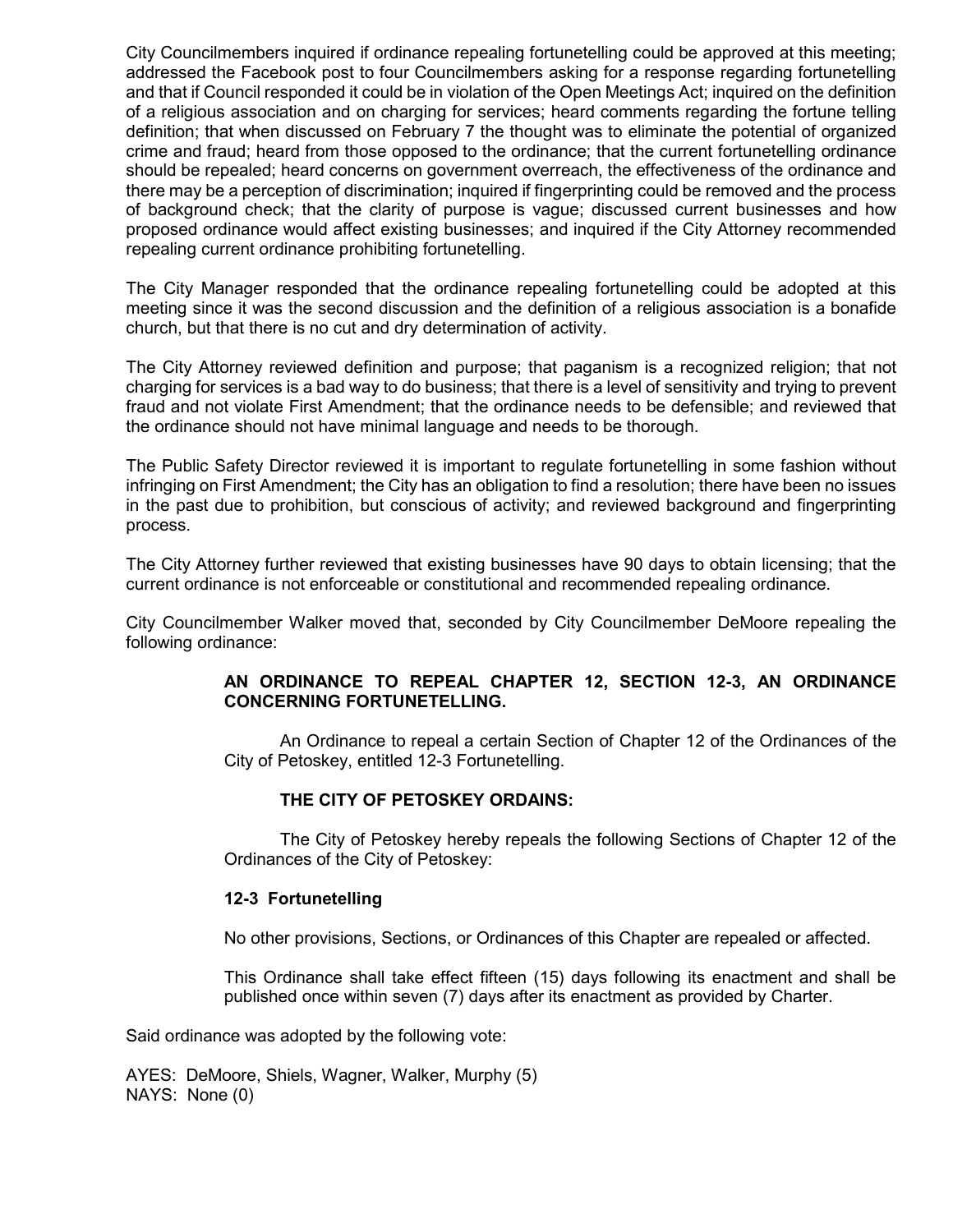City Councilmembers inquired if ordinance repealing fortunetelling could be approved at this meeting; addressed the Facebook post to four Councilmembers asking for a response regarding fortunetelling and that if Council responded it could be in violation of the Open Meetings Act; inquired on the definition of a religious association and on charging for services; heard comments regarding the fortune telling definition; that when discussed on February 7 the thought was to eliminate the potential of organized crime and fraud; heard from those opposed to the ordinance; that the current fortunetelling ordinance should be repealed; heard concerns on government overreach, the effectiveness of the ordinance and there may be a perception of discrimination; inquired if fingerprinting could be removed and the process of background check; that the clarity of purpose is vague; discussed current businesses and how proposed ordinance would affect existing businesses; and inquired if the City Attorney recommended repealing current ordinance prohibiting fortunetelling.

The City Manager responded that the ordinance repealing fortunetelling could be adopted at this meeting since it was the second discussion and the definition of a religious association is a bonafide church, but that there is no cut and dry determination of activity.

The City Attorney reviewed definition and purpose; that paganism is a recognized religion; that not charging for services is a bad way to do business; that there is a level of sensitivity and trying to prevent fraud and not violate First Amendment; that the ordinance needs to be defensible; and reviewed that the ordinance should not have minimal language and needs to be thorough.

The Public Safety Director reviewed it is important to regulate fortunetelling in some fashion without infringing on First Amendment; the City has an obligation to find a resolution; there have been no issues in the past due to prohibition, but conscious of activity; and reviewed background and fingerprinting process.

The City Attorney further reviewed that existing businesses have 90 days to obtain licensing; that the current ordinance is not enforceable or constitutional and recommended repealing ordinance.

City Councilmember Walker moved that, seconded by City Councilmember DeMoore repealing the following ordinance:

> **AN ORDINANCE TO REPEAL CHAPTER 12, SECTION 12-3, AN ORDINANCE CONCERNING FORTUNETELLING.**
>
> An Ordinance to repeal a certain Section of Chapter 12 of the Ordinances of the City of Petoskey, entitled 12-3 Fortunetelling.
>
> **THE CITY OF PETOSKEY ORDAINS:**
>
> The City of Petoskey hereby repeals the following Sections of Chapter 12 of the Ordinances of the City of Petoskey:
>
> **12-3 Fortunetelling**
>
> No other provisions, Sections, or Ordinances of this Chapter are repealed or affected.
>
> This Ordinance shall take effect fifteen (15) days following its enactment and shall be published once within seven (7) days after its enactment as provided by Charter.

Said ordinance was adopted by the following vote:

AYES: DeMoore, Shiels, Wagner, Walker, Murphy (5)
NAYS: None (0)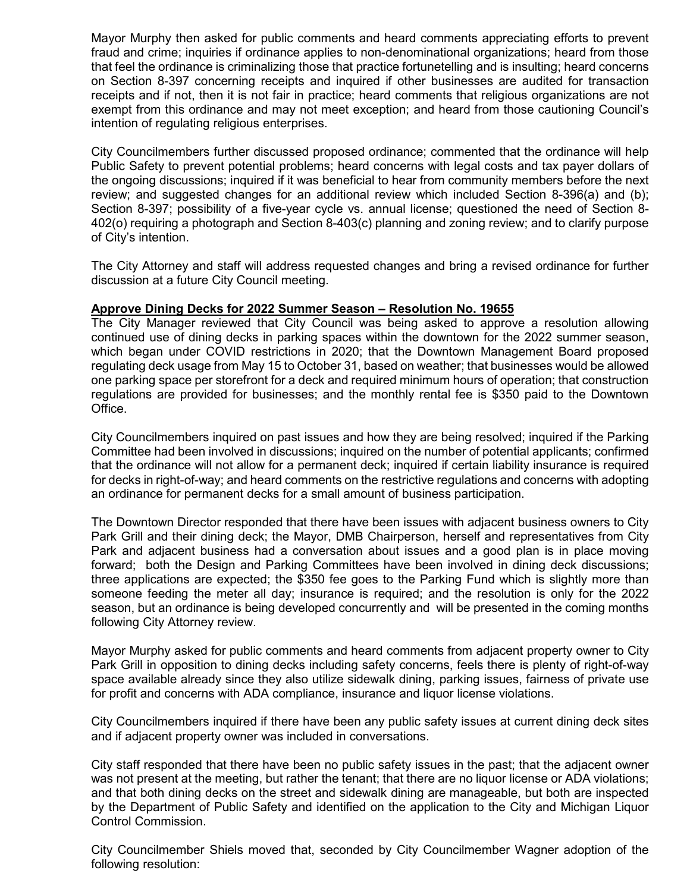Mayor Murphy then asked for public comments and heard comments appreciating efforts to prevent fraud and crime; inquiries if ordinance applies to non-denominational organizations; heard from those that feel the ordinance is criminalizing those that practice fortunetelling and is insulting; heard concerns on Section 8-397 concerning receipts and inquired if other businesses are audited for transaction receipts and if not, then it is not fair in practice; heard comments that religious organizations are not exempt from this ordinance and may not meet exception; and heard from those cautioning Council's intention of regulating religious enterprises.

City Councilmembers further discussed proposed ordinance; commented that the ordinance will help Public Safety to prevent potential problems; heard concerns with legal costs and tax payer dollars of the ongoing discussions; inquired if it was beneficial to hear from community members before the next review; and suggested changes for an additional review which included Section 8-396(a) and (b); Section 8-397; possibility of a five-year cycle vs. annual license; questioned the need of Section 8-402(o) requiring a photograph and Section 8-403(c) planning and zoning review; and to clarify purpose of City's intention.

The City Attorney and staff will address requested changes and bring a revised ordinance for further discussion at a future City Council meeting.

**Approve Dining Decks for 2022 Summer Season – Resolution No. 19655**

The City Manager reviewed that City Council was being asked to approve a resolution allowing continued use of dining decks in parking spaces within the downtown for the 2022 summer season, which began under COVID restrictions in 2020; that the Downtown Management Board proposed regulating deck usage from May 15 to October 31, based on weather; that businesses would be allowed one parking space per storefront for a deck and required minimum hours of operation; that construction regulations are provided for businesses; and the monthly rental fee is $350 paid to the Downtown Office.

City Councilmembers inquired on past issues and how they are being resolved; inquired if the Parking Committee had been involved in discussions; inquired on the number of potential applicants; confirmed that the ordinance will not allow for a permanent deck; inquired if certain liability insurance is required for decks in right-of-way; and heard comments on the restrictive regulations and concerns with adopting an ordinance for permanent decks for a small amount of business participation.

The Downtown Director responded that there have been issues with adjacent business owners to City Park Grill and their dining deck; the Mayor, DMB Chairperson, herself and representatives from City Park and adjacent business had a conversation about issues and a good plan is in place moving forward; both the Design and Parking Committees have been involved in dining deck discussions; three applications are expected; the $350 fee goes to the Parking Fund which is slightly more than someone feeding the meter all day; insurance is required; and the resolution is only for the 2022 season, but an ordinance is being developed concurrently and will be presented in the coming months following City Attorney review.

Mayor Murphy asked for public comments and heard comments from adjacent property owner to City Park Grill in opposition to dining decks including safety concerns, feels there is plenty of right-of-way space available already since they also utilize sidewalk dining, parking issues, fairness of private use for profit and concerns with ADA compliance, insurance and liquor license violations.

City Councilmembers inquired if there have been any public safety issues at current dining deck sites and if adjacent property owner was included in conversations.

City staff responded that there have been no public safety issues in the past; that the adjacent owner was not present at the meeting, but rather the tenant; that there are no liquor license or ADA violations; and that both dining decks on the street and sidewalk dining are manageable, but both are inspected by the Department of Public Safety and identified on the application to the City and Michigan Liquor Control Commission.

City Councilmember Shiels moved that, seconded by City Councilmember Wagner adoption of the following resolution: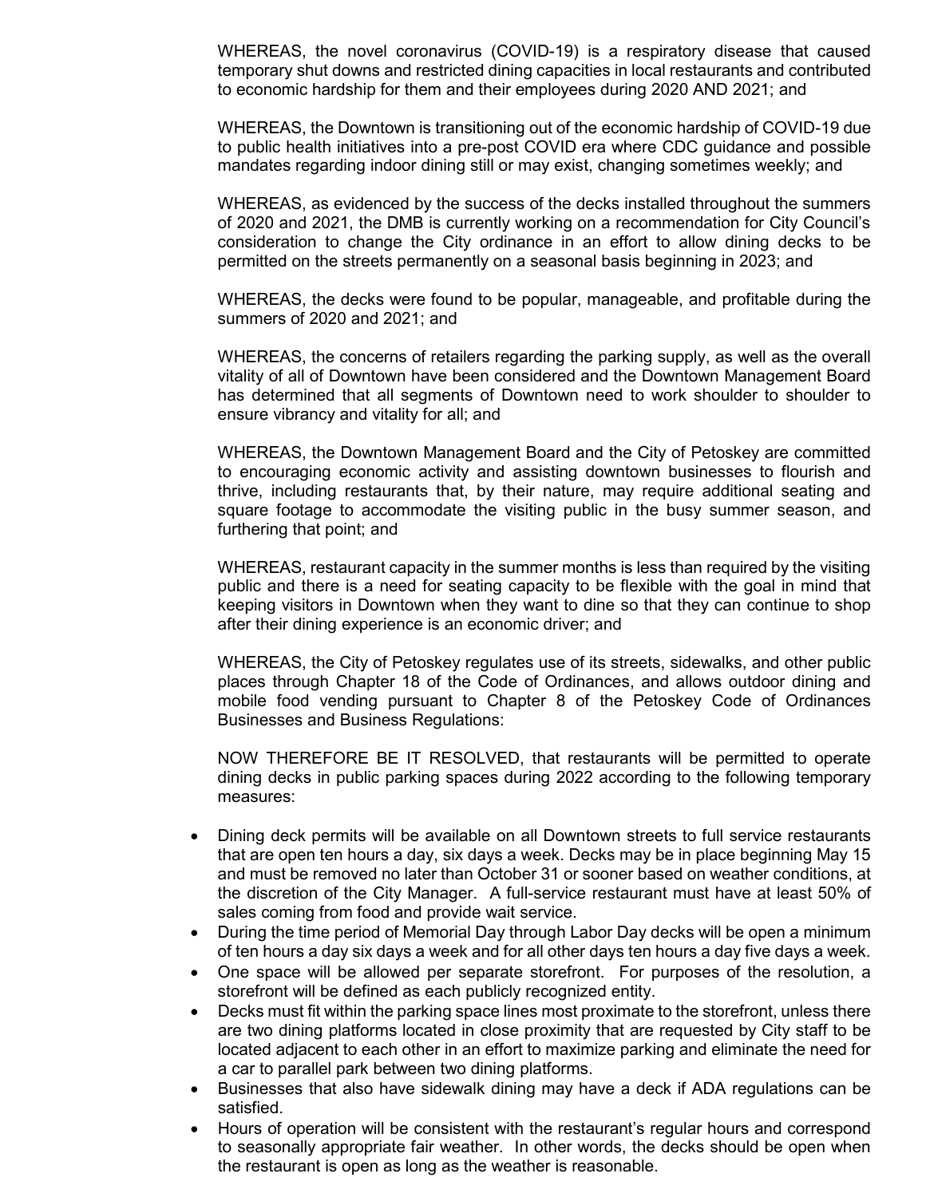WHEREAS, the novel coronavirus (COVID-19) is a respiratory disease that caused temporary shut downs and restricted dining capacities in local restaurants and contributed to economic hardship for them and their employees during 2020 AND 2021; and

WHEREAS, the Downtown is transitioning out of the economic hardship of COVID-19 due to public health initiatives into a pre-post COVID era where CDC guidance and possible mandates regarding indoor dining still or may exist, changing sometimes weekly; and

WHEREAS, as evidenced by the success of the decks installed throughout the summers of 2020 and 2021, the DMB is currently working on a recommendation for City Council's consideration to change the City ordinance in an effort to allow dining decks to be permitted on the streets permanently on a seasonal basis beginning in 2023; and

WHEREAS, the decks were found to be popular, manageable, and profitable during the summers of 2020 and 2021; and

WHEREAS, the concerns of retailers regarding the parking supply, as well as the overall vitality of all of Downtown have been considered and the Downtown Management Board has determined that all segments of Downtown need to work shoulder to shoulder to ensure vibrancy and vitality for all; and

WHEREAS, the Downtown Management Board and the City of Petoskey are committed to encouraging economic activity and assisting downtown businesses to flourish and thrive, including restaurants that, by their nature, may require additional seating and square footage to accommodate the visiting public in the busy summer season, and furthering that point; and

WHEREAS, restaurant capacity in the summer months is less than required by the visiting public and there is a need for seating capacity to be flexible with the goal in mind that keeping visitors in Downtown when they want to dine so that they can continue to shop after their dining experience is an economic driver; and

WHEREAS, the City of Petoskey regulates use of its streets, sidewalks, and other public places through Chapter 18 of the Code of Ordinances, and allows outdoor dining and mobile food vending pursuant to Chapter 8 of the Petoskey Code of Ordinances Businesses and Business Regulations:

NOW THEREFORE BE IT RESOLVED, that restaurants will be permitted to operate dining decks in public parking spaces during 2022 according to the following temporary measures:

- Dining deck permits will be available on all Downtown streets to full service restaurants that are open ten hours a day, six days a week. Decks may be in place beginning May 15 and must be removed no later than October 31 or sooner based on weather conditions, at the discretion of the City Manager. A full-service restaurant must have at least 50% of sales coming from food and provide wait service.
- During the time period of Memorial Day through Labor Day decks will be open a minimum of ten hours a day six days a week and for all other days ten hours a day five days a week.
- One space will be allowed per separate storefront. For purposes of the resolution, a storefront will be defined as each publicly recognized entity.
- Decks must fit within the parking space lines most proximate to the storefront, unless there are two dining platforms located in close proximity that are requested by City staff to be located adjacent to each other in an effort to maximize parking and eliminate the need for a car to parallel park between two dining platforms.
- Businesses that also have sidewalk dining may have a deck if ADA regulations can be satisfied.
- Hours of operation will be consistent with the restaurant's regular hours and correspond to seasonally appropriate fair weather. In other words, the decks should be open when the restaurant is open as long as the weather is reasonable.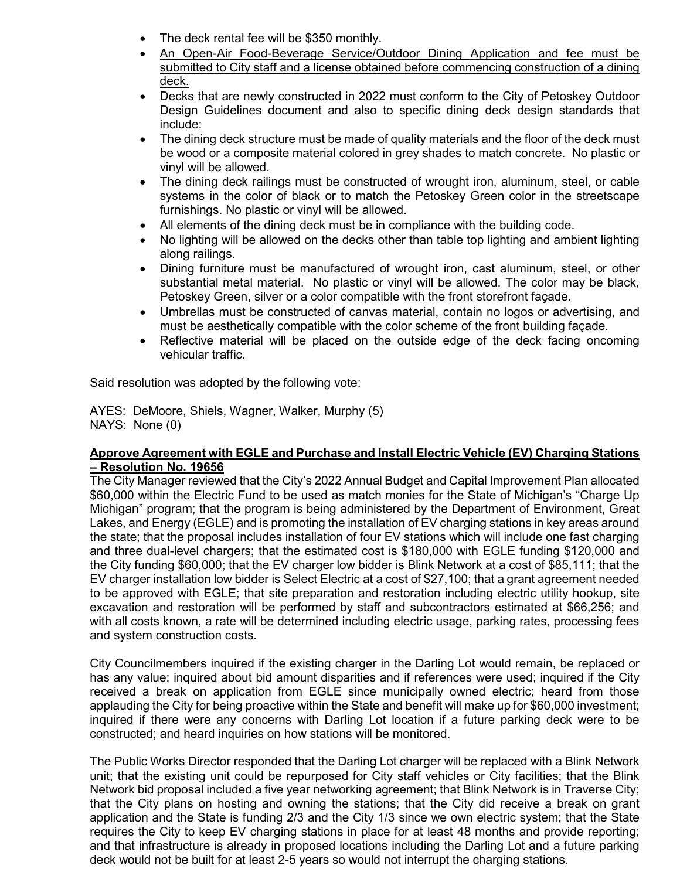- The deck rental fee will be $350 monthly.
- An Open-Air Food-Beverage Service/Outdoor Dining Application and fee must be submitted to City staff and a license obtained before commencing construction of a dining deck.
- Decks that are newly constructed in 2022 must conform to the City of Petoskey Outdoor Design Guidelines document and also to specific dining deck design standards that include:
- The dining deck structure must be made of quality materials and the floor of the deck must be wood or a composite material colored in grey shades to match concrete. No plastic or vinyl will be allowed.
- The dining deck railings must be constructed of wrought iron, aluminum, steel, or cable systems in the color of black or to match the Petoskey Green color in the streetscape furnishings. No plastic or vinyl will be allowed.
- All elements of the dining deck must be in compliance with the building code.
- No lighting will be allowed on the decks other than table top lighting and ambient lighting along railings.
- Dining furniture must be manufactured of wrought iron, cast aluminum, steel, or other substantial metal material. No plastic or vinyl will be allowed. The color may be black, Petoskey Green, silver or a color compatible with the front storefront façade.
- Umbrellas must be constructed of canvas material, contain no logos or advertising, and must be aesthetically compatible with the color scheme of the front building façade.
- Reflective material will be placed on the outside edge of the deck facing oncoming vehicular traffic.

Said resolution was adopted by the following vote:

AYES: DeMoore, Shiels, Wagner, Walker, Murphy (5)
NAYS: None (0)

**Approve Agreement with EGLE and Purchase and Install Electric Vehicle (EV) Charging Stations – Resolution No. 19656**

The City Manager reviewed that the City's 2022 Annual Budget and Capital Improvement Plan allocated $60,000 within the Electric Fund to be used as match monies for the State of Michigan's "Charge Up Michigan" program; that the program is being administered by the Department of Environment, Great Lakes, and Energy (EGLE) and is promoting the installation of EV charging stations in key areas around the state; that the proposal includes installation of four EV stations which will include one fast charging and three dual-level chargers; that the estimated cost is $180,000 with EGLE funding $120,000 and the City funding $60,000; that the EV charger low bidder is Blink Network at a cost of $85,111; that the EV charger installation low bidder is Select Electric at a cost of $27,100; that a grant agreement needed to be approved with EGLE; that site preparation and restoration including electric utility hookup, site excavation and restoration will be performed by staff and subcontractors estimated at $66,256; and with all costs known, a rate will be determined including electric usage, parking rates, processing fees and system construction costs.

City Councilmembers inquired if the existing charger in the Darling Lot would remain, be replaced or has any value; inquired about bid amount disparities and if references were used; inquired if the City received a break on application from EGLE since municipally owned electric; heard from those applauding the City for being proactive within the State and benefit will make up for $60,000 investment; inquired if there were any concerns with Darling Lot location if a future parking deck were to be constructed; and heard inquiries on how stations will be monitored.

The Public Works Director responded that the Darling Lot charger will be replaced with a Blink Network unit; that the existing unit could be repurposed for City staff vehicles or City facilities; that the Blink Network bid proposal included a five year networking agreement; that Blink Network is in Traverse City; that the City plans on hosting and owning the stations; that the City did receive a break on grant application and the State is funding 2/3 and the City 1/3 since we own electric system; that the State requires the City to keep EV charging stations in place for at least 48 months and provide reporting; and that infrastructure is already in proposed locations including the Darling Lot and a future parking deck would not be built for at least 2-5 years so would not interrupt the charging stations.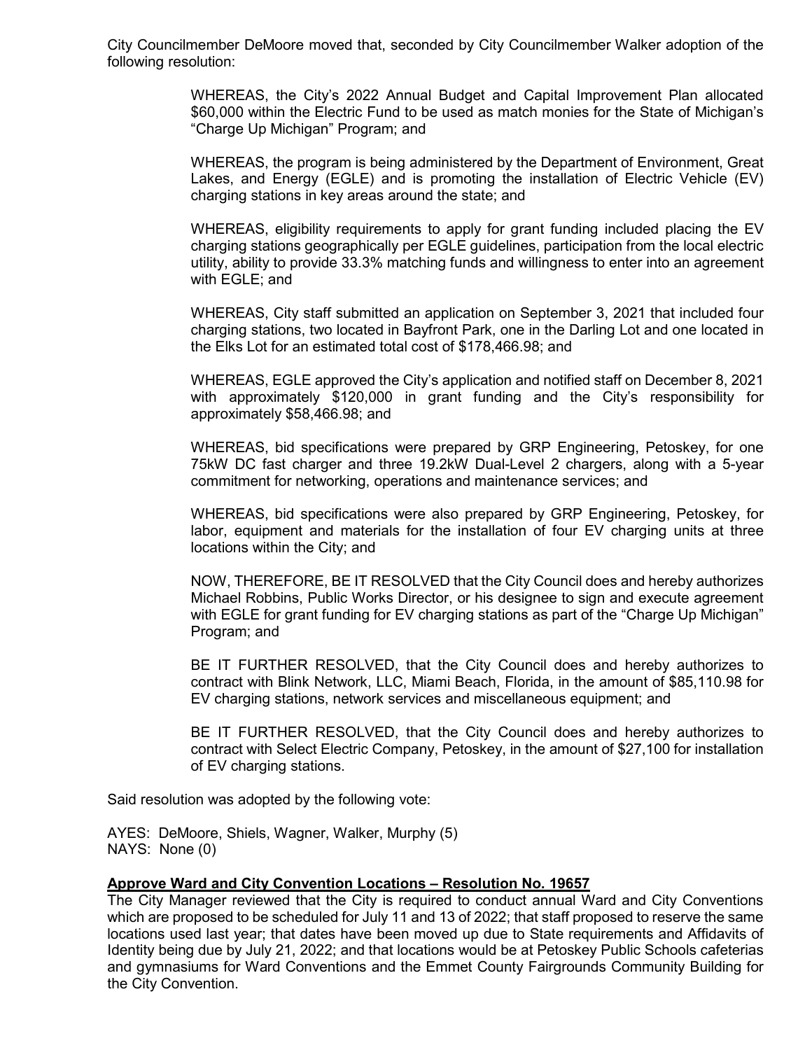City Councilmember DeMoore moved that, seconded by City Councilmember Walker adoption of the following resolution:

> WHEREAS, the City's 2022 Annual Budget and Capital Improvement Plan allocated $60,000 within the Electric Fund to be used as match monies for the State of Michigan's "Charge Up Michigan" Program; and
>
> WHEREAS, the program is being administered by the Department of Environment, Great Lakes, and Energy (EGLE) and is promoting the installation of Electric Vehicle (EV) charging stations in key areas around the state; and
>
> WHEREAS, eligibility requirements to apply for grant funding included placing the EV charging stations geographically per EGLE guidelines, participation from the local electric utility, ability to provide 33.3% matching funds and willingness to enter into an agreement with EGLE; and
>
> WHEREAS, City staff submitted an application on September 3, 2021 that included four charging stations, two located in Bayfront Park, one in the Darling Lot and one located in the Elks Lot for an estimated total cost of $178,466.98; and
>
> WHEREAS, EGLE approved the City's application and notified staff on December 8, 2021 with approximately $120,000 in grant funding and the City's responsibility for approximately $58,466.98; and
>
> WHEREAS, bid specifications were prepared by GRP Engineering, Petoskey, for one 75kW DC fast charger and three 19.2kW Dual-Level 2 chargers, along with a 5-year commitment for networking, operations and maintenance services; and
>
> WHEREAS, bid specifications were also prepared by GRP Engineering, Petoskey, for labor, equipment and materials for the installation of four EV charging units at three locations within the City; and
>
> NOW, THEREFORE, BE IT RESOLVED that the City Council does and hereby authorizes Michael Robbins, Public Works Director, or his designee to sign and execute agreement with EGLE for grant funding for EV charging stations as part of the "Charge Up Michigan" Program; and
>
> BE IT FURTHER RESOLVED, that the City Council does and hereby authorizes to contract with Blink Network, LLC, Miami Beach, Florida, in the amount of $85,110.98 for EV charging stations, network services and miscellaneous equipment; and
>
> BE IT FURTHER RESOLVED, that the City Council does and hereby authorizes to contract with Select Electric Company, Petoskey, in the amount of $27,100 for installation of EV charging stations.

Said resolution was adopted by the following vote:

AYES: DeMoore, Shiels, Wagner, Walker, Murphy (5)
NAYS: None (0)

**Approve Ward and City Convention Locations – Resolution No. 19657**

The City Manager reviewed that the City is required to conduct annual Ward and City Conventions which are proposed to be scheduled for July 11 and 13 of 2022; that staff proposed to reserve the same locations used last year; that dates have been moved up due to State requirements and Affidavits of Identity being due by July 21, 2022; and that locations would be at Petoskey Public Schools cafeterias and gymnasiums for Ward Conventions and the Emmet County Fairgrounds Community Building for the City Convention.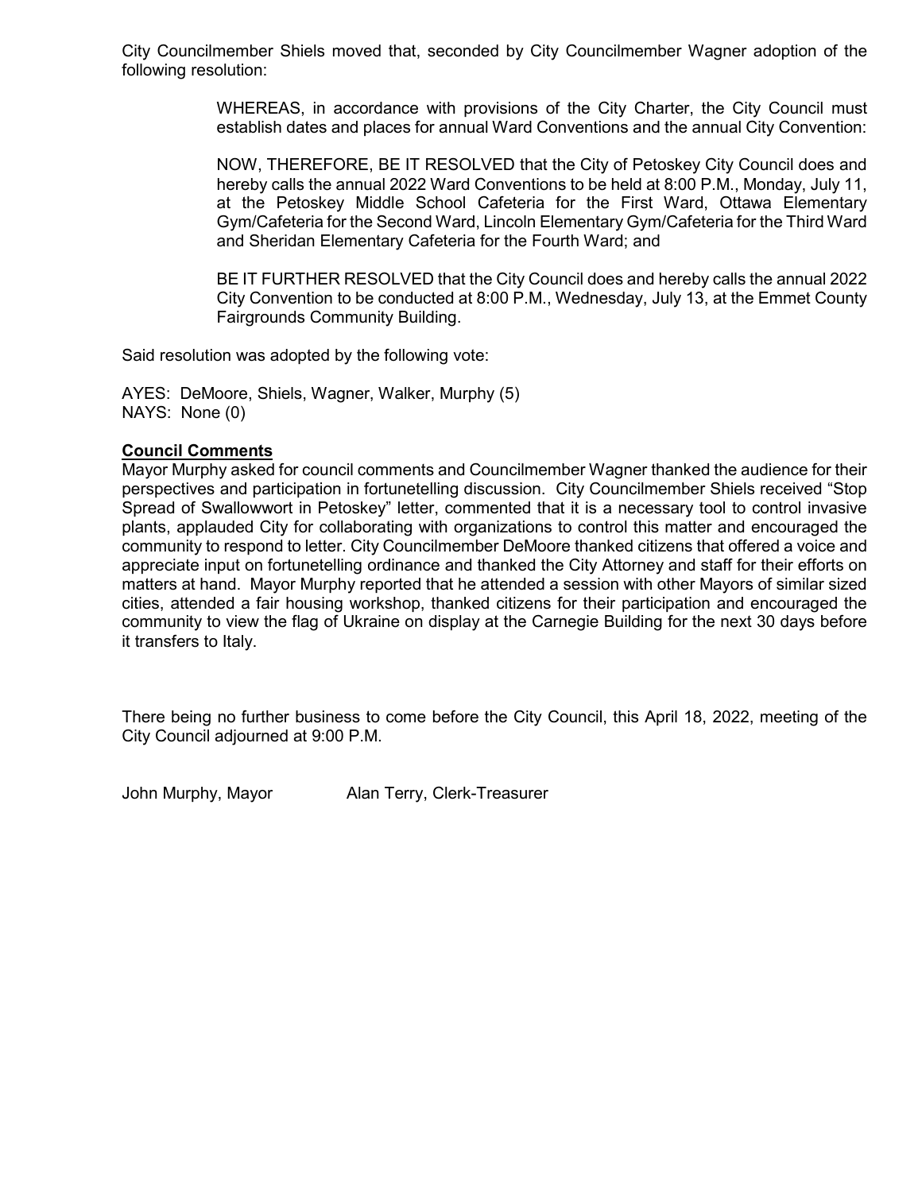City Councilmember Shiels moved that, seconded by City Councilmember Wagner adoption of the following resolution:

> WHEREAS, in accordance with provisions of the City Charter, the City Council must establish dates and places for annual Ward Conventions and the annual City Convention:
>
> NOW, THEREFORE, BE IT RESOLVED that the City of Petoskey City Council does and hereby calls the annual 2022 Ward Conventions to be held at 8:00 P.M., Monday, July 11, at the Petoskey Middle School Cafeteria for the First Ward, Ottawa Elementary Gym/Cafeteria for the Second Ward, Lincoln Elementary Gym/Cafeteria for the Third Ward and Sheridan Elementary Cafeteria for the Fourth Ward; and
>
> BE IT FURTHER RESOLVED that the City Council does and hereby calls the annual 2022 City Convention to be conducted at 8:00 P.M., Wednesday, July 13, at the Emmet County Fairgrounds Community Building.

Said resolution was adopted by the following vote:

AYES: DeMoore, Shiels, Wagner, Walker, Murphy (5)
NAYS: None (0)

**Council Comments**

Mayor Murphy asked for council comments and Councilmember Wagner thanked the audience for their perspectives and participation in fortunetelling discussion. City Councilmember Shiels received "Stop Spread of Swallowwort in Petoskey" letter, commented that it is a necessary tool to control invasive plants, applauded City for collaborating with organizations to control this matter and encouraged the community to respond to letter. City Councilmember DeMoore thanked citizens that offered a voice and appreciate input on fortunetelling ordinance and thanked the City Attorney and staff for their efforts on matters at hand. Mayor Murphy reported that he attended a session with other Mayors of similar sized cities, attended a fair housing workshop, thanked citizens for their participation and encouraged the community to view the flag of Ukraine on display at the Carnegie Building for the next 30 days before it transfers to Italy.

There being no further business to come before the City Council, this April 18, 2022, meeting of the City Council adjourned at 9:00 P.M.

John Murphy, Mayor Alan Terry, Clerk-Treasurer